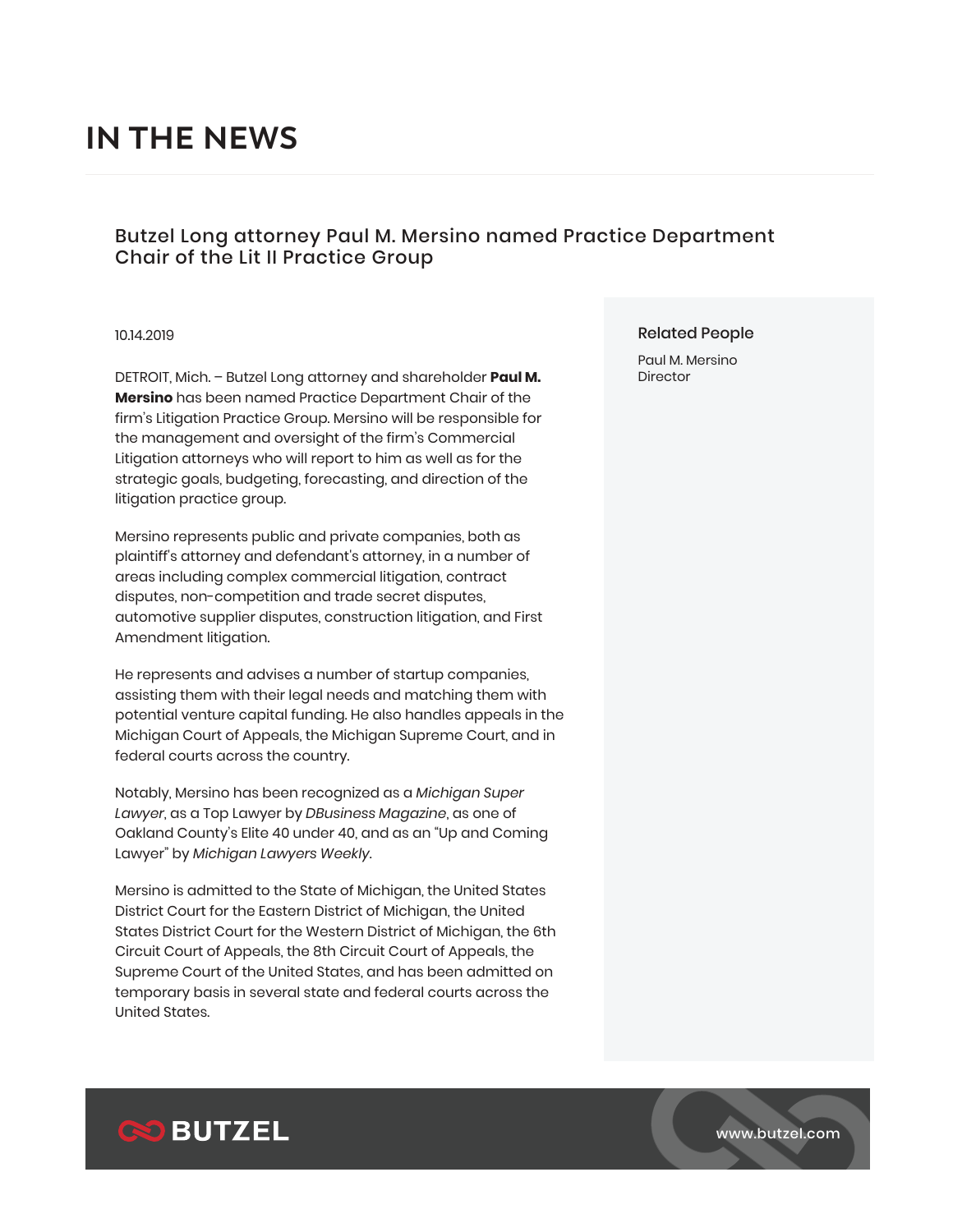# IN THE NEWS

## Butzel Long attorney Paul M. Mersino named Practice Department Chair of the Lit II Practice Group

10.14.2019

DETROIT, Mich. – Butzel Long attorney and shareholder **Paul M. Mersino** has been named Practice Department Chair of the firm's Litigation Practice Group. Mersino will be responsible for the management and oversight of the firm's Commercial Litigation attorneys who will report to him as well as for the strategic goals, budgeting, forecasting, and direction of the litigation practice group.

Mersino represents public and private companies, both as plaintiff's attorney and defendant's attorney, in a number of areas including complex commercial litigation, contract disputes, non-competition and trade secret disputes, automotive supplier disputes, construction litigation, and First Amendment litigation.

He represents and advises a number of startup companies, assisting them with their legal needs and matching them with potential venture capital funding. He also handles appeals in the Michigan Court of Appeals, the Michigan Supreme Court, and in federal courts across the country.

Notably, Mersino has been recognized as a *Michigan Super Lawyer*, as a Top Lawyer by *DBusiness Magazine*, as one of Oakland County's Elite 40 under 40, and as an "Up and Coming Lawyer" by *Michigan Lawyers Weekly*.

Mersino is admitted to the State of Michigan, the United States District Court for the Eastern District of Michigan, the United States District Court for the Western District of Michigan, the 6th Circuit Court of Appeals, the 8th Circuit Court of Appeals, the Supreme Court of the United States, and has been admitted on temporary basis in several state and federal courts across the United States.

### Related People

Paul M. Mersino
Director

BUTZEL

www.butzel.com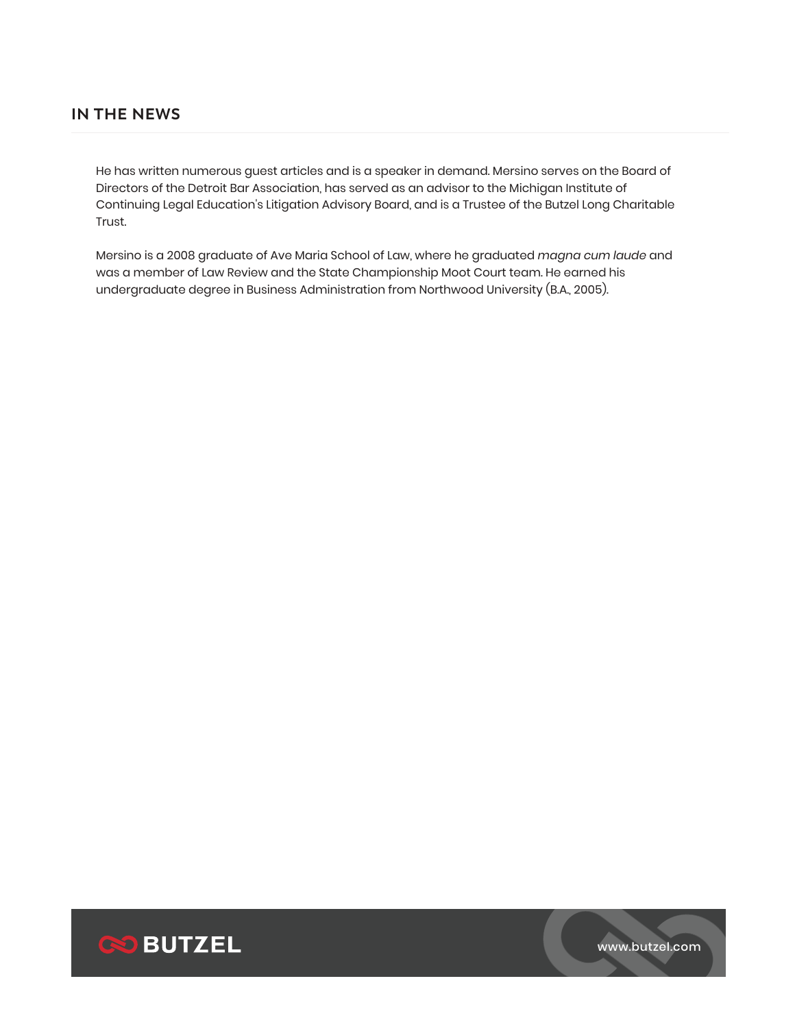## IN THE NEWS

He has written numerous guest articles and is a speaker in demand. Mersino serves on the Board of Directors of the Detroit Bar Association, has served as an advisor to the Michigan Institute of Continuing Legal Education's Litigation Advisory Board, and is a Trustee of the Butzel Long Charitable Trust.

Mersino is a 2008 graduate of Ave Maria School of Law, where he graduated *magna cum laude* and was a member of Law Review and the State Championship Moot Court team. He earned his undergraduate degree in Business Administration from Northwood University (B.A., 2005).